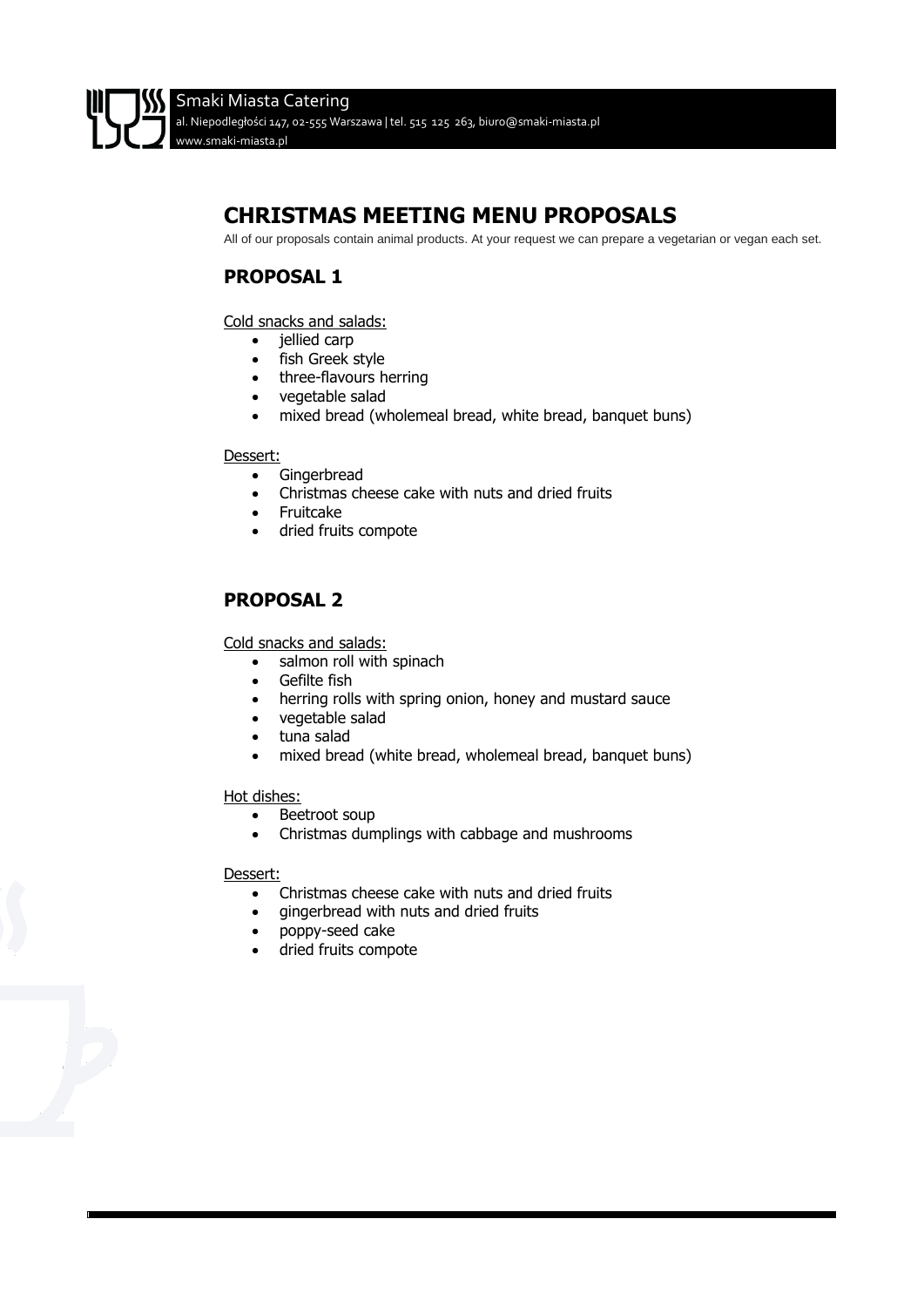Smaki Miasta Catering
al. Niepodległości 147, 02-555 Warszawa | tel. 515 125 263, biuro@smaki-miasta.pl
www.smaki-miasta.pl

# CHRISTMAS MEETING MENU PROPOSALS

All of our proposals contain animal products. At your request we can prepare a vegetarian or vegan each set.

## PROPOSAL 1

Cold snacks and salads:

- jellied carp
- fish Greek style
- three-flavours herring
- vegetable salad
- mixed bread (wholemeal bread, white bread, banquet buns)

Dessert:

- Gingerbread
- Christmas cheese cake with nuts and dried fruits
- Fruitcake
- dried fruits compote

## PROPOSAL 2

Cold snacks and salads:

- salmon roll with spinach
- Gefilte fish
- herring rolls with spring onion, honey and mustard sauce
- vegetable salad
- tuna salad
- mixed bread (white bread, wholemeal bread, banquet buns)

Hot dishes:

- Beetroot soup
- Christmas dumplings with cabbage and mushrooms

Dessert:

- Christmas cheese cake with nuts and dried fruits
- gingerbread with nuts and dried fruits
- poppy-seed cake
- dried fruits compote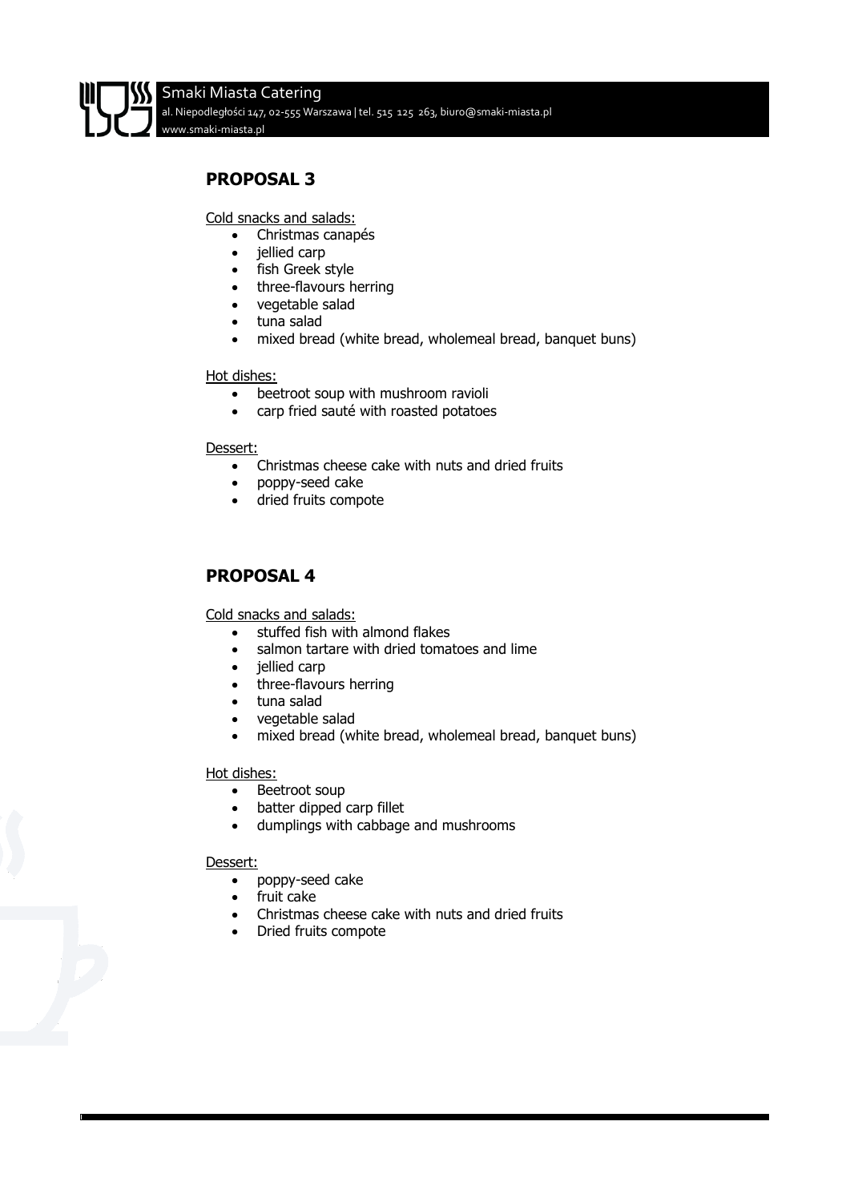## PROPOSAL 3

Cold snacks and salads:

- Christmas canapés
- jellied carp
- fish Greek style
- three-flavours herring
- vegetable salad
- tuna salad
- mixed bread (white bread, wholemeal bread, banquet buns)

Hot dishes:

- beetroot soup with mushroom ravioli
- carp fried sauté with roasted potatoes

Dessert:

- Christmas cheese cake with nuts and dried fruits
- poppy-seed cake
- dried fruits compote

## PROPOSAL 4

Cold snacks and salads:

- stuffed fish with almond flakes
- salmon tartare with dried tomatoes and lime
- jellied carp
- three-flavours herring
- tuna salad
- vegetable salad
- mixed bread (white bread, wholemeal bread, banquet buns)

Hot dishes:

- Beetroot soup
- batter dipped carp fillet
- dumplings with cabbage and mushrooms

Dessert:

- poppy-seed cake
- fruit cake
- Christmas cheese cake with nuts and dried fruits
- Dried fruits compote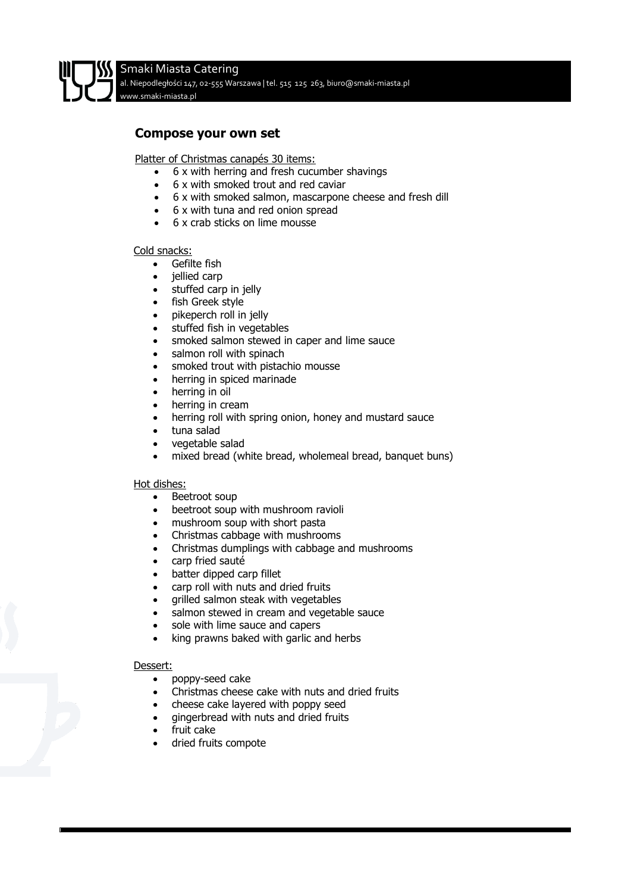## Compose your own set

Platter of Christmas canapés 30 items:

- 6 x with herring and fresh cucumber shavings
- 6 x with smoked trout and red caviar
- 6 x with smoked salmon, mascarpone cheese and fresh dill
- 6 x with tuna and red onion spread
- 6 x crab sticks on lime mousse

Cold snacks:

- Gefilte fish
- jellied carp
- stuffed carp in jelly
- fish Greek style
- pikeperch roll in jelly
- stuffed fish in vegetables
- smoked salmon stewed in caper and lime sauce
- salmon roll with spinach
- smoked trout with pistachio mousse
- herring in spiced marinade
- herring in oil
- herring in cream
- herring roll with spring onion, honey and mustard sauce
- tuna salad
- vegetable salad
- mixed bread (white bread, wholemeal bread, banquet buns)

Hot dishes:

- Beetroot soup
- beetroot soup with mushroom ravioli
- mushroom soup with short pasta
- Christmas cabbage with mushrooms
- Christmas dumplings with cabbage and mushrooms
- carp fried sauté
- batter dipped carp fillet
- carp roll with nuts and dried fruits
- grilled salmon steak with vegetables
- salmon stewed in cream and vegetable sauce
- sole with lime sauce and capers
- king prawns baked with garlic and herbs

Dessert:

- poppy-seed cake
- Christmas cheese cake with nuts and dried fruits
- cheese cake layered with poppy seed
- gingerbread with nuts and dried fruits
- fruit cake
- dried fruits compote